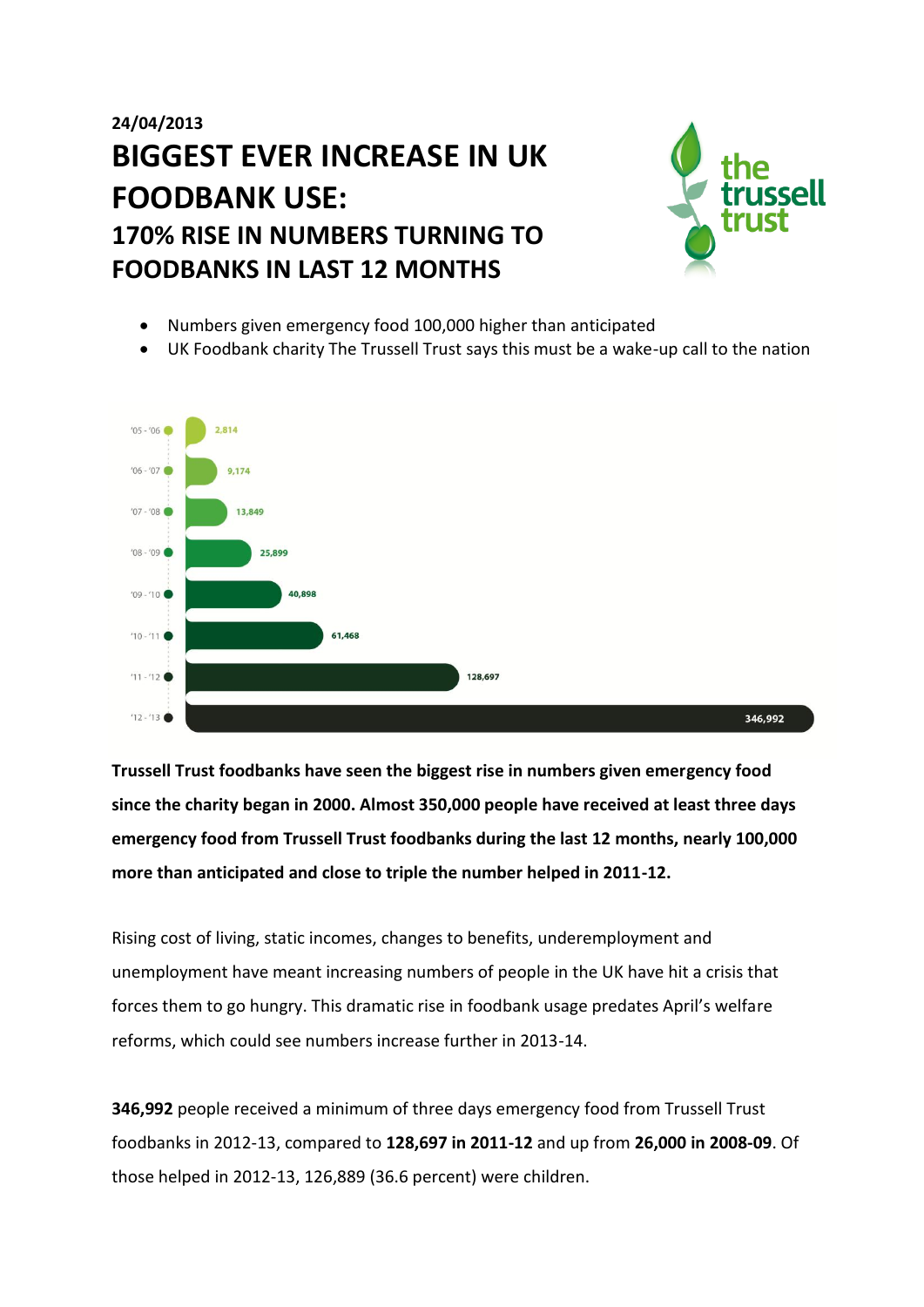24/04/2013

# BIGGEST EVER INCREASE IN UK FOODBANK USE:

## 170% RISE IN NUMBERS TURNING TO FOODBANKS IN LAST 12 MONTHS

- Numbers given emergency food 100,000 higher than anticipated
- UK Foodbank charity The Trussell Trust says this must be a wake-up call to the nation

| Year | Number |
|---|---|
| '05 - '06 | 2,814 |
| '06 - '07 | 9,174 |
| '07 - '08 | 13,849 |
| '08 - '09 | 25,899 |
| '09 - '10 | 40,898 |
| '10 - '11 | 61,468 |
| '11 - '12 | 128,697 |
| '12 - '13 | 346,992 |

**Trussell Trust foodbanks have seen the biggest rise in numbers given emergency food since the charity began in 2000. Almost 350,000 people have received at least three days emergency food from Trussell Trust foodbanks during the last 12 months, nearly 100,000 more than anticipated and close to triple the number helped in 2011-12.**

Rising cost of living, static incomes, changes to benefits, underemployment and unemployment have meant increasing numbers of people in the UK have hit a crisis that forces them to go hungry. This dramatic rise in foodbank usage predates April's welfare reforms, which could see numbers increase further in 2013-14.

**346,992** people received a minimum of three days emergency food from Trussell Trust foodbanks in 2012-13, compared to **128,697 in 2011-12** and up from **26,000 in 2008-09**. Of those helped in 2012-13, 126,889 (36.6 percent) were children.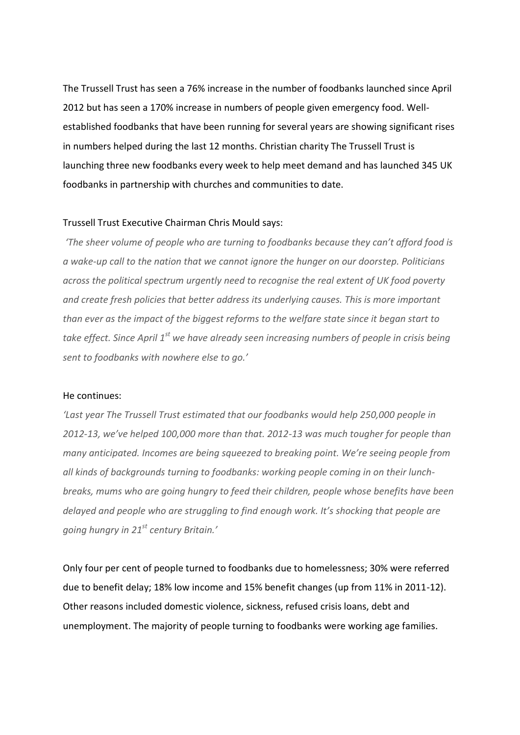The Trussell Trust has seen a 76% increase in the number of foodbanks launched since April 2012 but has seen a 170% increase in numbers of people given emergency food. Well-established foodbanks that have been running for several years are showing significant rises in numbers helped during the last 12 months. Christian charity The Trussell Trust is launching three new foodbanks every week to help meet demand and has launched 345 UK foodbanks in partnership with churches and communities to date.

Trussell Trust Executive Chairman Chris Mould says:

*'The sheer volume of people who are turning to foodbanks because they can't afford food is a wake-up call to the nation that we cannot ignore the hunger on our doorstep. Politicians across the political spectrum urgently need to recognise the real extent of UK food poverty and create fresh policies that better address its underlying causes. This is more important than ever as the impact of the biggest reforms to the welfare state since it began start to take effect. Since April 1st we have already seen increasing numbers of people in crisis being sent to foodbanks with nowhere else to go.'*

He continues:

*'Last year The Trussell Trust estimated that our foodbanks would help 250,000 people in 2012-13, we've helped 100,000 more than that. 2012-13 was much tougher for people than many anticipated. Incomes are being squeezed to breaking point. We're seeing people from all kinds of backgrounds turning to foodbanks: working people coming in on their lunch-breaks, mums who are going hungry to feed their children, people whose benefits have been delayed and people who are struggling to find enough work. It's shocking that people are going hungry in 21st century Britain.'*

Only four per cent of people turned to foodbanks due to homelessness; 30% were referred due to benefit delay; 18% low income and 15% benefit changes (up from 11% in 2011-12). Other reasons included domestic violence, sickness, refused crisis loans, debt and unemployment. The majority of people turning to foodbanks were working age families.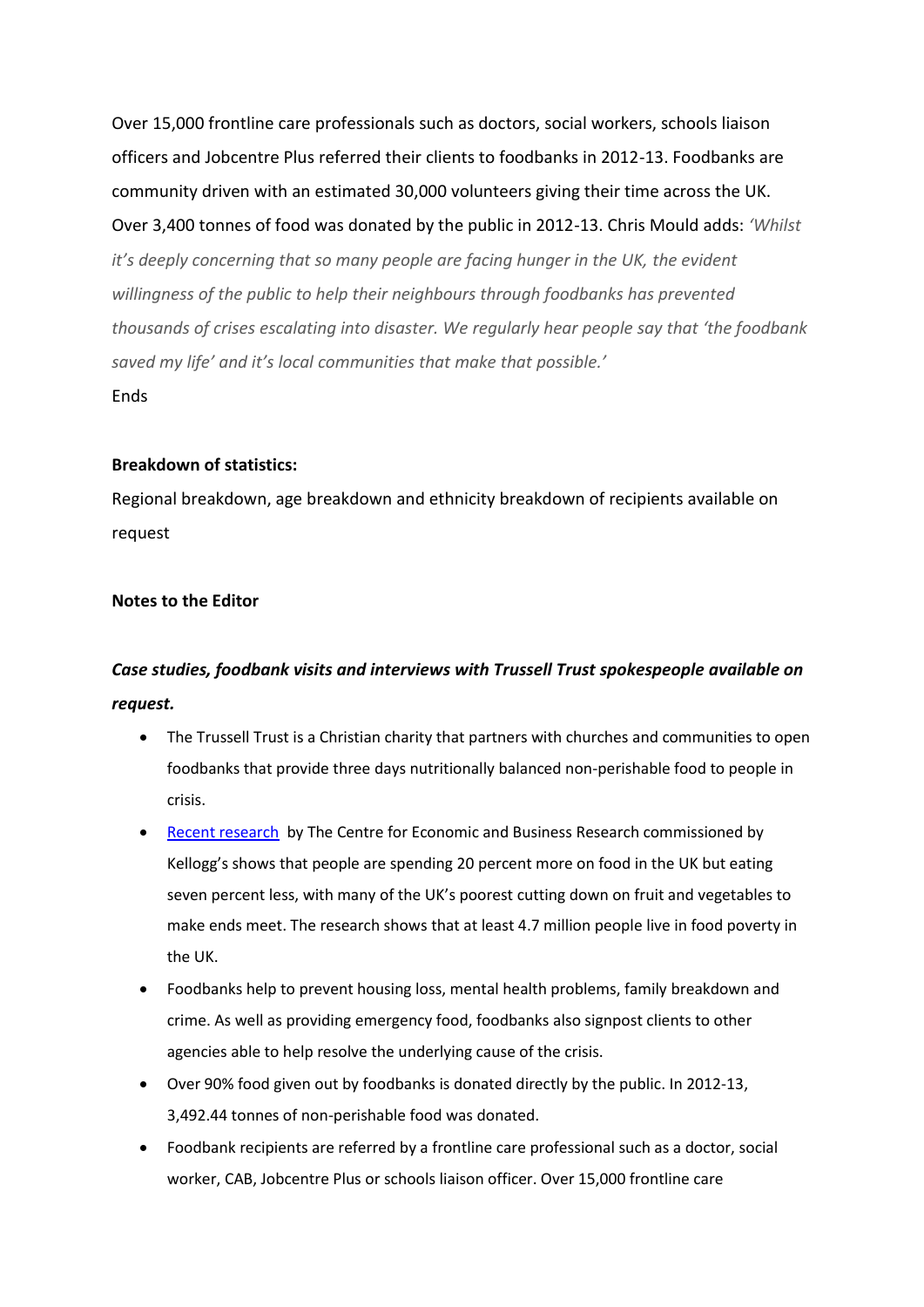Over 15,000 frontline care professionals such as doctors, social workers, schools liaison officers and Jobcentre Plus referred their clients to foodbanks in 2012-13. Foodbanks are community driven with an estimated 30,000 volunteers giving their time across the UK. Over 3,400 tonnes of food was donated by the public in 2012-13. Chris Mould adds: *'Whilst it's deeply concerning that so many people are facing hunger in the UK, the evident willingness of the public to help their neighbours through foodbanks has prevented thousands of crises escalating into disaster. We regularly hear people say that 'the foodbank saved my life' and it's local communities that make that possible.'*

Ends

**Breakdown of statistics:**

Regional breakdown, age breakdown and ethnicity breakdown of recipients available on request

**Notes to the Editor**

***Case studies, foodbank visits and interviews with Trussell Trust spokespeople available on request.***

- The Trussell Trust is a Christian charity that partners with churches and communities to open foodbanks that provide three days nutritionally balanced non-perishable food to people in crisis.
- Recent research by The Centre for Economic and Business Research commissioned by Kellogg's shows that people are spending 20 percent more on food in the UK but eating seven percent less, with many of the UK's poorest cutting down on fruit and vegetables to make ends meet. The research shows that at least 4.7 million people live in food poverty in the UK.
- Foodbanks help to prevent housing loss, mental health problems, family breakdown and crime. As well as providing emergency food, foodbanks also signpost clients to other agencies able to help resolve the underlying cause of the crisis.
- Over 90% food given out by foodbanks is donated directly by the public. In 2012-13, 3,492.44 tonnes of non-perishable food was donated.
- Foodbank recipients are referred by a frontline care professional such as a doctor, social worker, CAB, Jobcentre Plus or schools liaison officer. Over 15,000 frontline care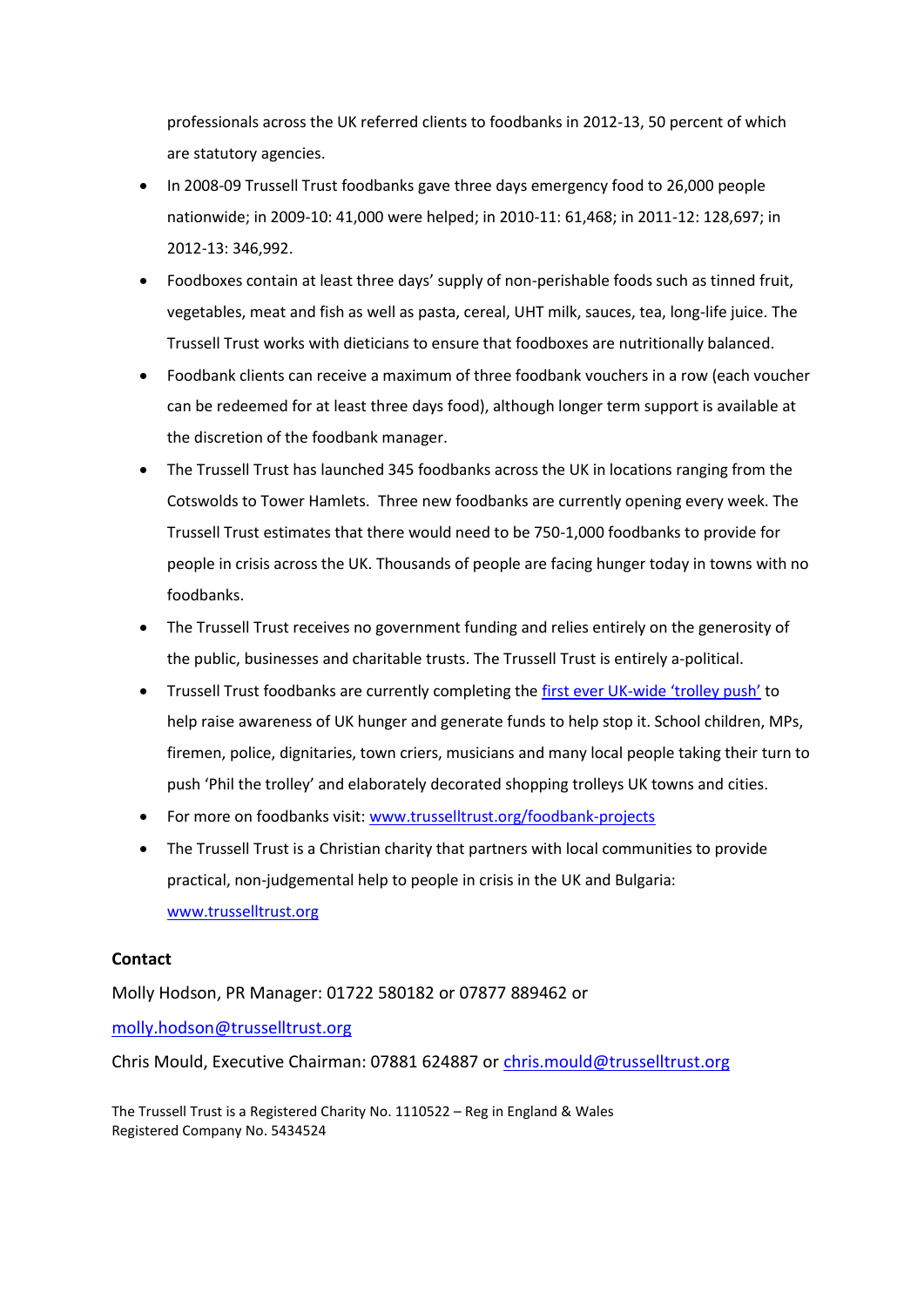professionals across the UK referred clients to foodbanks in 2012-13, 50 percent of which are statutory agencies.

- In 2008-09 Trussell Trust foodbanks gave three days emergency food to 26,000 people nationwide; in 2009-10: 41,000 were helped; in 2010-11: 61,468; in 2011-12: 128,697; in 2012-13: 346,992.
- Foodboxes contain at least three days' supply of non-perishable foods such as tinned fruit, vegetables, meat and fish as well as pasta, cereal, UHT milk, sauces, tea, long-life juice. The Trussell Trust works with dieticians to ensure that foodboxes are nutritionally balanced.
- Foodbank clients can receive a maximum of three foodbank vouchers in a row (each voucher can be redeemed for at least three days food), although longer term support is available at the discretion of the foodbank manager.
- The Trussell Trust has launched 345 foodbanks across the UK in locations ranging from the Cotswolds to Tower Hamlets. Three new foodbanks are currently opening every week. The Trussell Trust estimates that there would need to be 750-1,000 foodbanks to provide for people in crisis across the UK. Thousands of people are facing hunger today in towns with no foodbanks.
- The Trussell Trust receives no government funding and relies entirely on the generosity of the public, businesses and charitable trusts. The Trussell Trust is entirely a-political.
- Trussell Trust foodbanks are currently completing the first ever UK-wide 'trolley push' to help raise awareness of UK hunger and generate funds to help stop it. School children, MPs, firemen, police, dignitaries, town criers, musicians and many local people taking their turn to push 'Phil the trolley' and elaborately decorated shopping trolleys UK towns and cities.
- For more on foodbanks visit: www.trusselltrust.org/foodbank-projects
- The Trussell Trust is a Christian charity that partners with local communities to provide practical, non-judgemental help to people in crisis in the UK and Bulgaria: www.trusselltrust.org

**Contact**

Molly Hodson, PR Manager: 01722 580182 or 07877 889462 or molly.hodson@trusselltrust.org

Chris Mould, Executive Chairman: 07881 624887 or chris.mould@trusselltrust.org

The Trussell Trust is a Registered Charity No. 1110522 – Reg in England & Wales
Registered Company No. 5434524